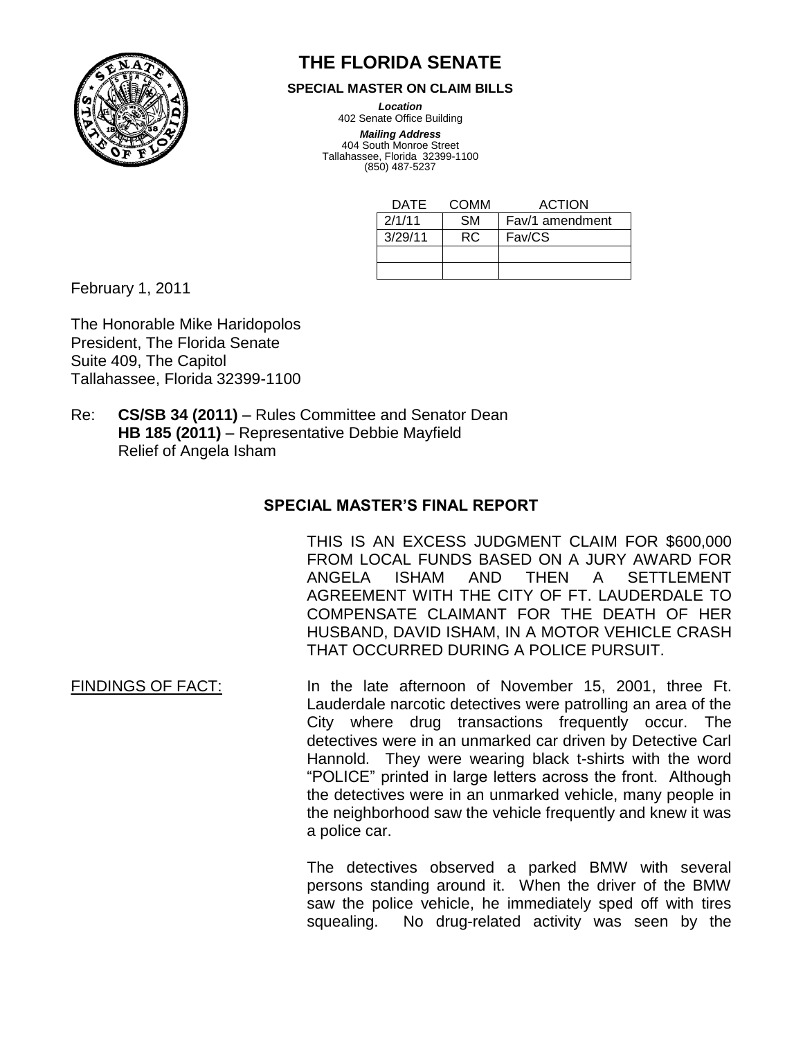# THE FLORIDA SENATE

**SPECIAL MASTER ON CLAIM BILLS**

***Location***
402 Senate Office Building

***Mailing Address***
404 South Monroe Street
Tallahassee, Florida 32399-1100
(850) 487-5237

| DATE | COMM | ACTION |
|---|---|---|
| 2/1/11 | SM | Fav/1 amendment |
| 3/29/11 | RC | Fav/CS |
| | | |
| | | |

February 1, 2011

The Honorable Mike Haridopolos
President, The Florida Senate
Suite 409, The Capitol
Tallahassee, Florida 32399-1100

Re: **CS/SB 34 (2011)** – Rules Committee and Senator Dean
**HB 185 (2011)** – Representative Debbie Mayfield
Relief of Angela Isham

## SPECIAL MASTER'S FINAL REPORT

THIS IS AN EXCESS JUDGMENT CLAIM FOR $600,000 FROM LOCAL FUNDS BASED ON A JURY AWARD FOR ANGELA ISHAM AND THEN A SETTLEMENT AGREEMENT WITH THE CITY OF FT. LAUDERDALE TO COMPENSATE CLAIMANT FOR THE DEATH OF HER HUSBAND, DAVID ISHAM, IN A MOTOR VEHICLE CRASH THAT OCCURRED DURING A POLICE PURSUIT.

FINDINGS OF FACT: In the late afternoon of November 15, 2001, three Ft. Lauderdale narcotic detectives were patrolling an area of the City where drug transactions frequently occur. The detectives were in an unmarked car driven by Detective Carl Hannold. They were wearing black t-shirts with the word "POLICE" printed in large letters across the front. Although the detectives were in an unmarked vehicle, many people in the neighborhood saw the vehicle frequently and knew it was a police car.

The detectives observed a parked BMW with several persons standing around it. When the driver of the BMW saw the police vehicle, he immediately sped off with tires squealing. No drug-related activity was seen by the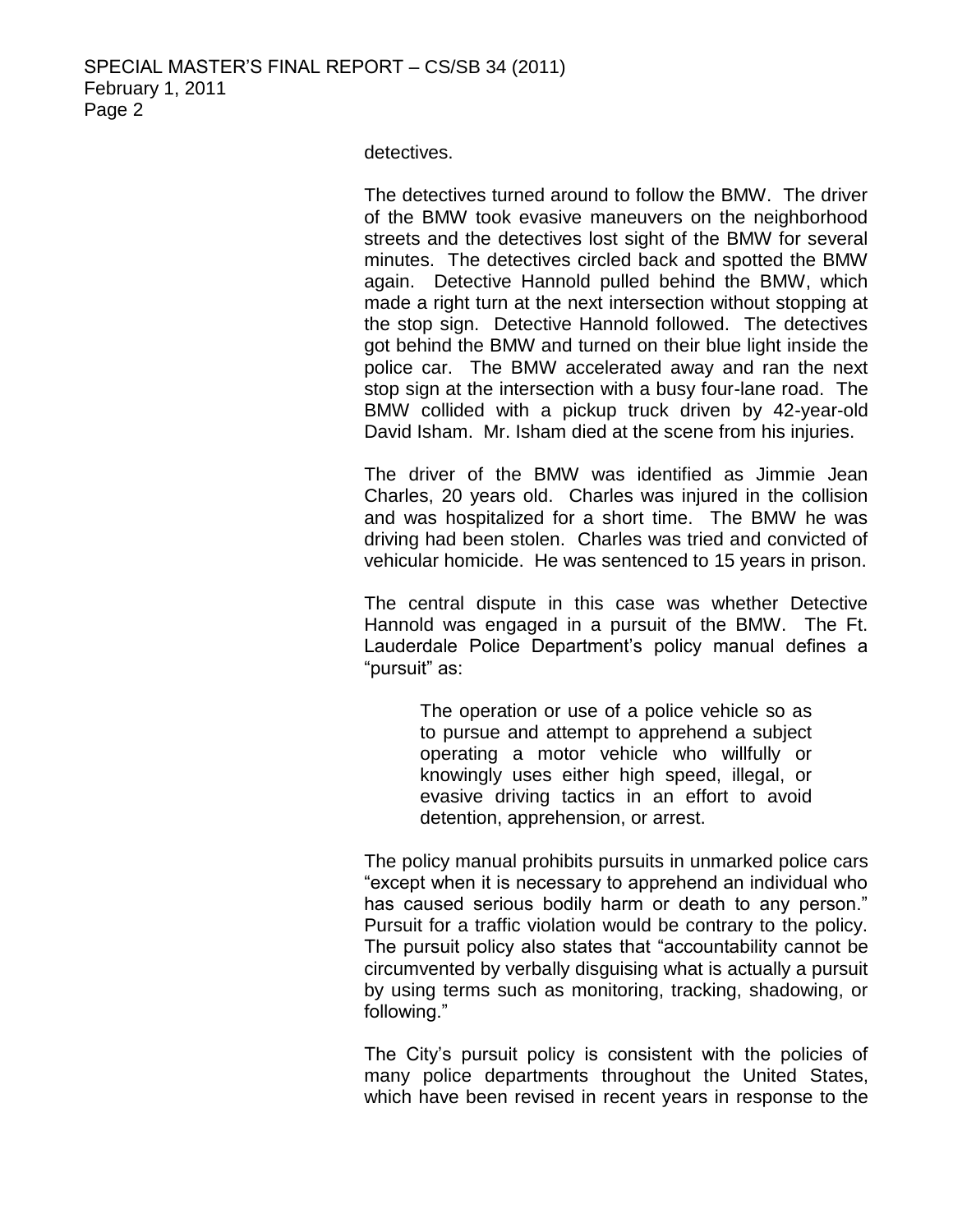detectives.

The detectives turned around to follow the BMW. The driver of the BMW took evasive maneuvers on the neighborhood streets and the detectives lost sight of the BMW for several minutes. The detectives circled back and spotted the BMW again. Detective Hannold pulled behind the BMW, which made a right turn at the next intersection without stopping at the stop sign. Detective Hannold followed. The detectives got behind the BMW and turned on their blue light inside the police car. The BMW accelerated away and ran the next stop sign at the intersection with a busy four-lane road. The BMW collided with a pickup truck driven by 42-year-old David Isham. Mr. Isham died at the scene from his injuries.

The driver of the BMW was identified as Jimmie Jean Charles, 20 years old. Charles was injured in the collision and was hospitalized for a short time. The BMW he was driving had been stolen. Charles was tried and convicted of vehicular homicide. He was sentenced to 15 years in prison.

The central dispute in this case was whether Detective Hannold was engaged in a pursuit of the BMW. The Ft. Lauderdale Police Department's policy manual defines a "pursuit" as:

> The operation or use of a police vehicle so as to pursue and attempt to apprehend a subject operating a motor vehicle who willfully or knowingly uses either high speed, illegal, or evasive driving tactics in an effort to avoid detention, apprehension, or arrest.

The policy manual prohibits pursuits in unmarked police cars "except when it is necessary to apprehend an individual who has caused serious bodily harm or death to any person." Pursuit for a traffic violation would be contrary to the policy. The pursuit policy also states that "accountability cannot be circumvented by verbally disguising what is actually a pursuit by using terms such as monitoring, tracking, shadowing, or following."

The City's pursuit policy is consistent with the policies of many police departments throughout the United States, which have been revised in recent years in response to the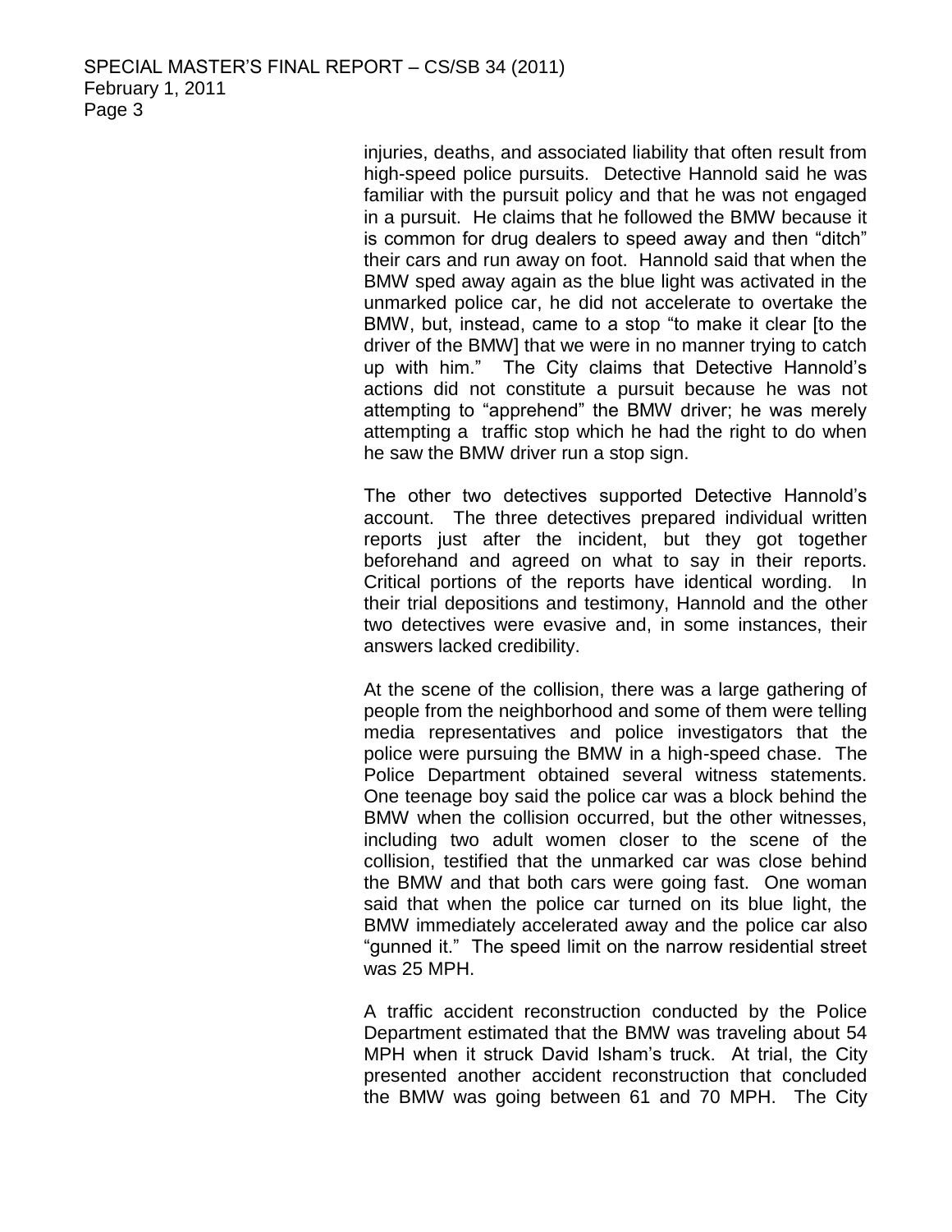injuries, deaths, and associated liability that often result from high-speed police pursuits. Detective Hannold said he was familiar with the pursuit policy and that he was not engaged in a pursuit. He claims that he followed the BMW because it is common for drug dealers to speed away and then "ditch" their cars and run away on foot. Hannold said that when the BMW sped away again as the blue light was activated in the unmarked police car, he did not accelerate to overtake the BMW, but, instead, came to a stop "to make it clear [to the driver of the BMW] that we were in no manner trying to catch up with him." The City claims that Detective Hannold's actions did not constitute a pursuit because he was not attempting to "apprehend" the BMW driver; he was merely attempting a traffic stop which he had the right to do when he saw the BMW driver run a stop sign.

The other two detectives supported Detective Hannold's account. The three detectives prepared individual written reports just after the incident, but they got together beforehand and agreed on what to say in their reports. Critical portions of the reports have identical wording. In their trial depositions and testimony, Hannold and the other two detectives were evasive and, in some instances, their answers lacked credibility.

At the scene of the collision, there was a large gathering of people from the neighborhood and some of them were telling media representatives and police investigators that the police were pursuing the BMW in a high-speed chase. The Police Department obtained several witness statements. One teenage boy said the police car was a block behind the BMW when the collision occurred, but the other witnesses, including two adult women closer to the scene of the collision, testified that the unmarked car was close behind the BMW and that both cars were going fast. One woman said that when the police car turned on its blue light, the BMW immediately accelerated away and the police car also "gunned it." The speed limit on the narrow residential street was 25 MPH.

A traffic accident reconstruction conducted by the Police Department estimated that the BMW was traveling about 54 MPH when it struck David Isham's truck. At trial, the City presented another accident reconstruction that concluded the BMW was going between 61 and 70 MPH. The City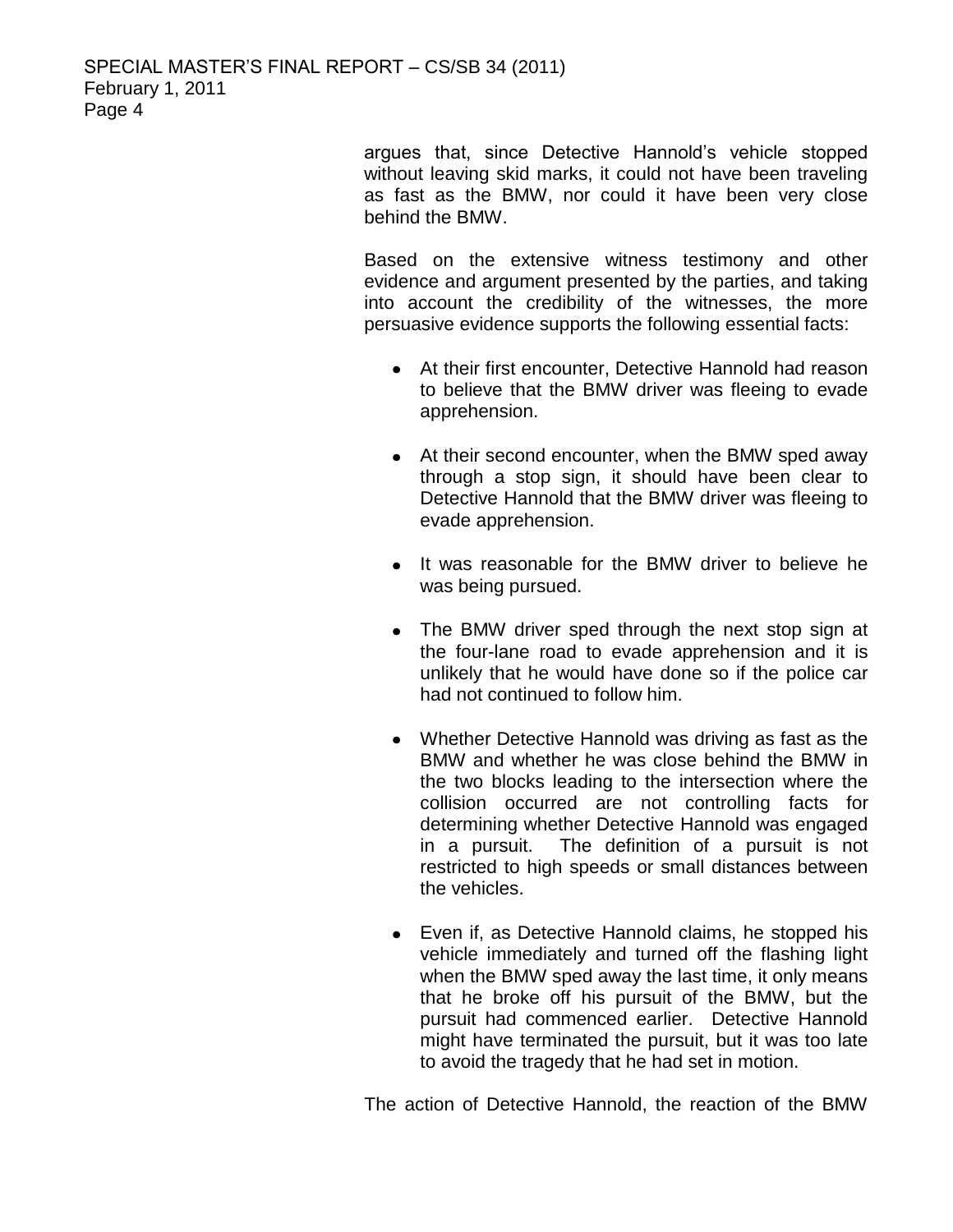argues that, since Detective Hannold's vehicle stopped without leaving skid marks, it could not have been traveling as fast as the BMW, nor could it have been very close behind the BMW.

Based on the extensive witness testimony and other evidence and argument presented by the parties, and taking into account the credibility of the witnesses, the more persuasive evidence supports the following essential facts:

- At their first encounter, Detective Hannold had reason to believe that the BMW driver was fleeing to evade apprehension.
- At their second encounter, when the BMW sped away through a stop sign, it should have been clear to Detective Hannold that the BMW driver was fleeing to evade apprehension.
- It was reasonable for the BMW driver to believe he was being pursued.
- The BMW driver sped through the next stop sign at the four-lane road to evade apprehension and it is unlikely that he would have done so if the police car had not continued to follow him.
- Whether Detective Hannold was driving as fast as the BMW and whether he was close behind the BMW in the two blocks leading to the intersection where the collision occurred are not controlling facts for determining whether Detective Hannold was engaged in a pursuit. The definition of a pursuit is not restricted to high speeds or small distances between the vehicles.
- Even if, as Detective Hannold claims, he stopped his vehicle immediately and turned off the flashing light when the BMW sped away the last time, it only means that he broke off his pursuit of the BMW, but the pursuit had commenced earlier. Detective Hannold might have terminated the pursuit, but it was too late to avoid the tragedy that he had set in motion.

The action of Detective Hannold, the reaction of the BMW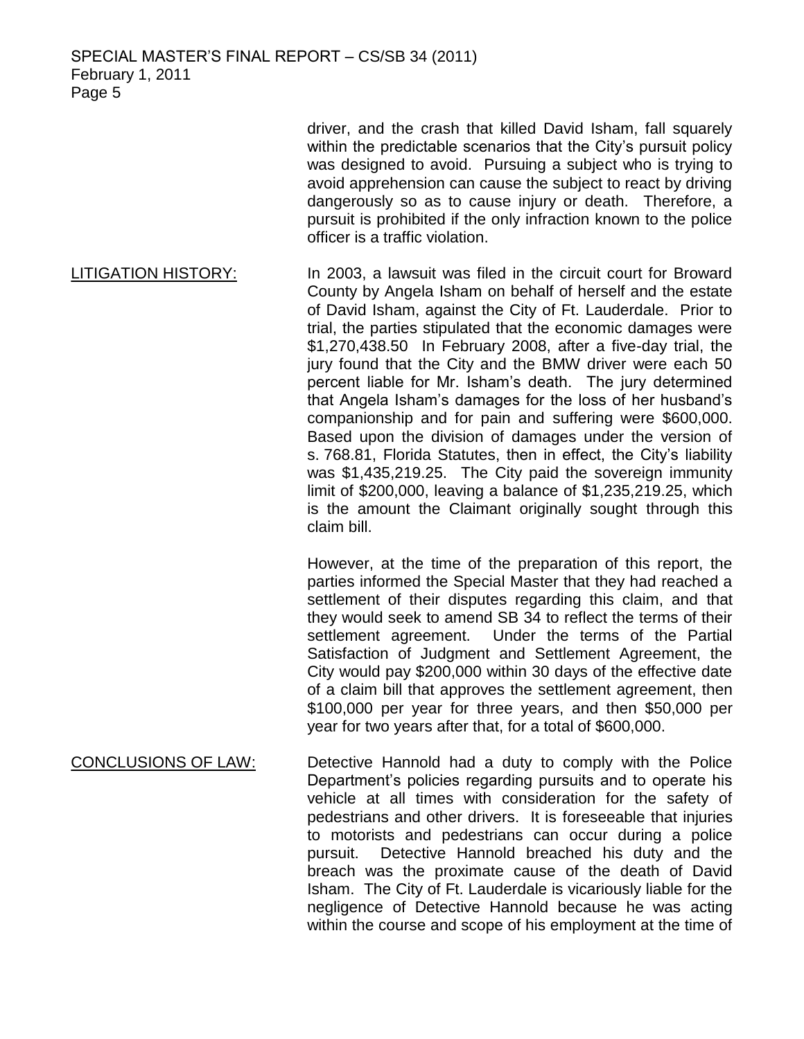driver, and the crash that killed David Isham, fall squarely within the predictable scenarios that the City's pursuit policy was designed to avoid. Pursuing a subject who is trying to avoid apprehension can cause the subject to react by driving dangerously so as to cause injury or death. Therefore, a pursuit is prohibited if the only infraction known to the police officer is a traffic violation.

LITIGATION HISTORY: In 2003, a lawsuit was filed in the circuit court for Broward County by Angela Isham on behalf of herself and the estate of David Isham, against the City of Ft. Lauderdale. Prior to trial, the parties stipulated that the economic damages were $1,270,438.50 In February 2008, after a five-day trial, the jury found that the City and the BMW driver were each 50 percent liable for Mr. Isham's death. The jury determined that Angela Isham's damages for the loss of her husband's companionship and for pain and suffering were $600,000. Based upon the division of damages under the version of s. 768.81, Florida Statutes, then in effect, the City's liability was $1,435,219.25. The City paid the sovereign immunity limit of $200,000, leaving a balance of $1,235,219.25, which is the amount the Claimant originally sought through this claim bill.

However, at the time of the preparation of this report, the parties informed the Special Master that they had reached a settlement of their disputes regarding this claim, and that they would seek to amend SB 34 to reflect the terms of their settlement agreement. Under the terms of the Partial Satisfaction of Judgment and Settlement Agreement, the City would pay $200,000 within 30 days of the effective date of a claim bill that approves the settlement agreement, then $100,000 per year for three years, and then $50,000 per year for two years after that, for a total of $600,000.

CONCLUSIONS OF LAW: Detective Hannold had a duty to comply with the Police Department's policies regarding pursuits and to operate his vehicle at all times with consideration for the safety of pedestrians and other drivers. It is foreseeable that injuries to motorists and pedestrians can occur during a police pursuit. Detective Hannold breached his duty and the breach was the proximate cause of the death of David Isham. The City of Ft. Lauderdale is vicariously liable for the negligence of Detective Hannold because he was acting within the course and scope of his employment at the time of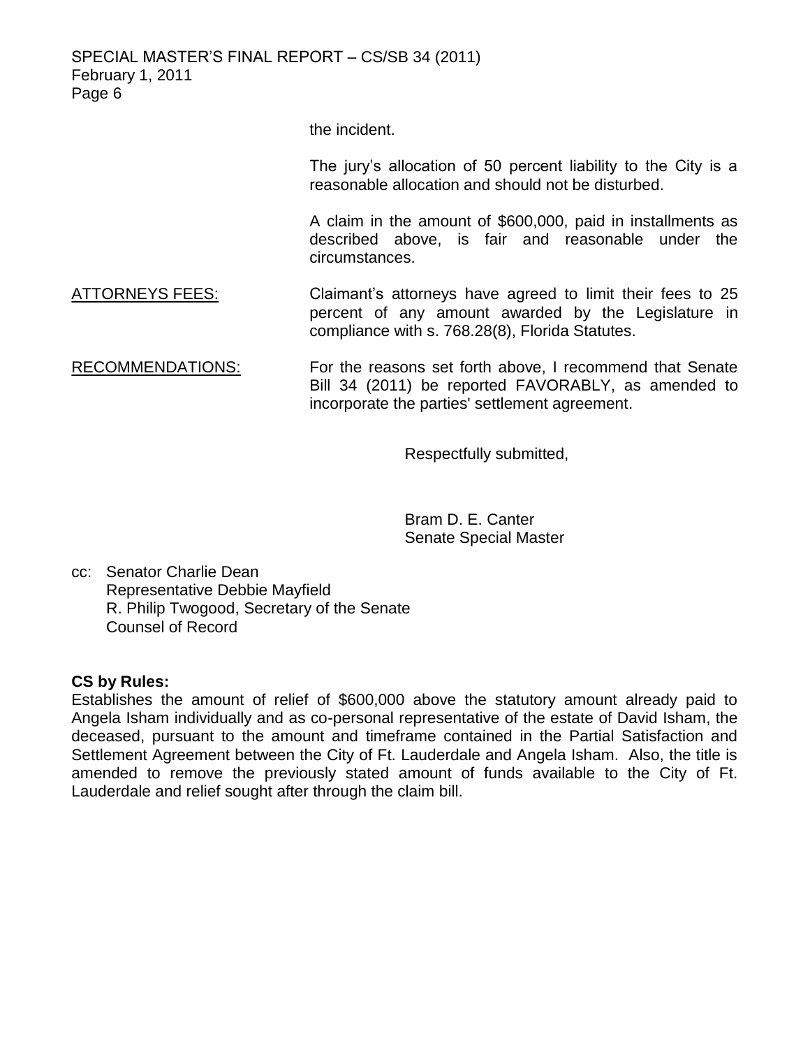the incident.

The jury's allocation of 50 percent liability to the City is a reasonable allocation and should not be disturbed.

A claim in the amount of $600,000, paid in installments as described above, is fair and reasonable under the circumstances.

ATTORNEYS FEES: Claimant's attorneys have agreed to limit their fees to 25 percent of any amount awarded by the Legislature in compliance with s. 768.28(8), Florida Statutes.

RECOMMENDATIONS: For the reasons set forth above, I recommend that Senate Bill 34 (2011) be reported FAVORABLY, as amended to incorporate the parties' settlement agreement.

Respectfully submitted,

Bram D. E. Canter
Senate Special Master

cc: Senator Charlie Dean
Representative Debbie Mayfield
R. Philip Twogood, Secretary of the Senate
Counsel of Record

**CS by Rules:**

Establishes the amount of relief of $600,000 above the statutory amount already paid to Angela Isham individually and as co-personal representative of the estate of David Isham, the deceased, pursuant to the amount and timeframe contained in the Partial Satisfaction and Settlement Agreement between the City of Ft. Lauderdale and Angela Isham. Also, the title is amended to remove the previously stated amount of funds available to the City of Ft. Lauderdale and relief sought after through the claim bill.